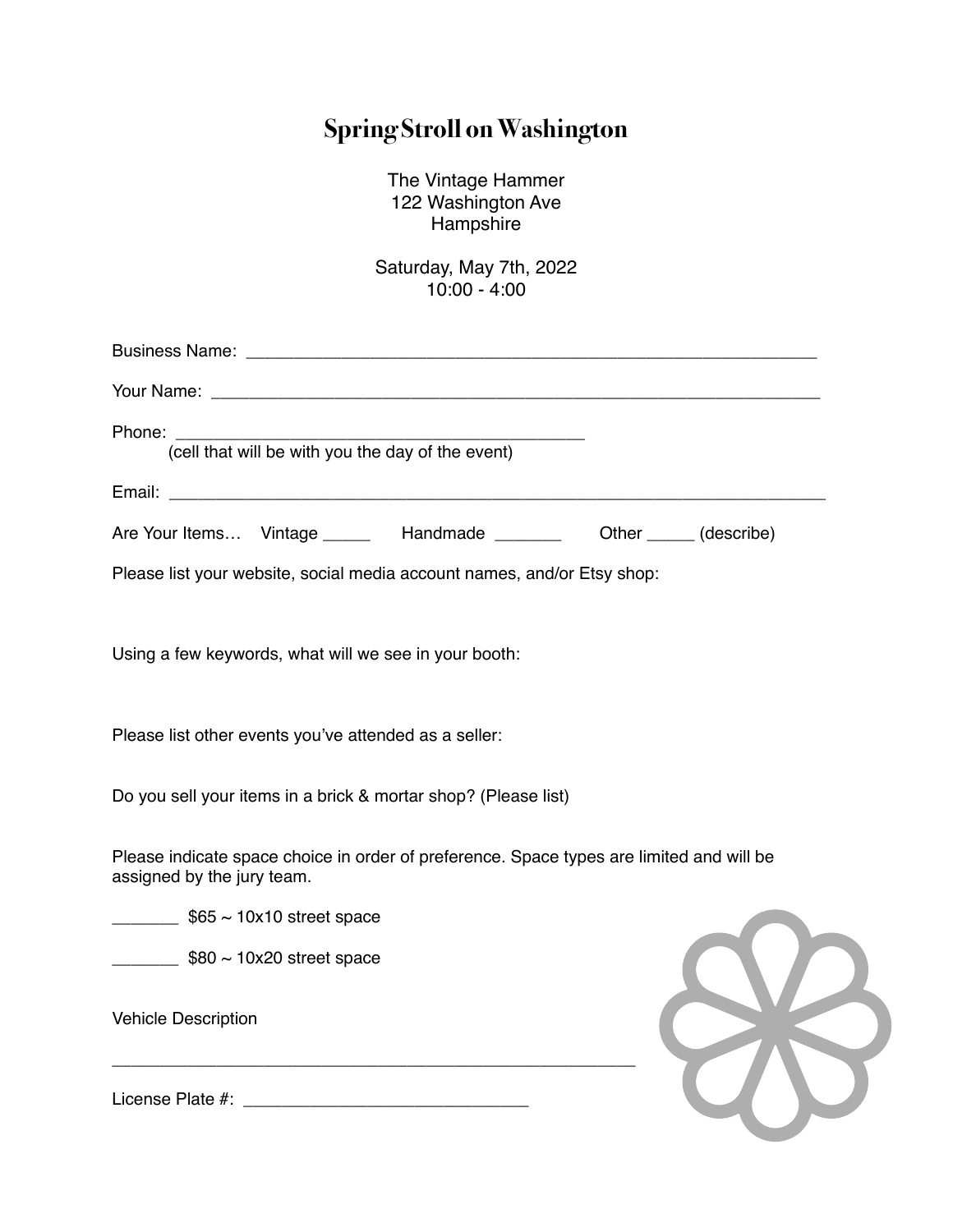# Spring Stroll on Washington

The Vintage Hammer
122 Washington Ave
Hampshire

Saturday, May 7th, 2022
10:00 - 4:00

Business Name: ______________________________________________________________

Your Name: _________________________________________________________________

Phone: ____________________________________________
(cell that will be with you the day of the event)

Email: ______________________________________________________________________

Are Your Items… Vintage _____ Handmade _______ Other _____ (describe)

Please list your website, social media account names, and/or Etsy shop:

Using a few keywords, what will we see in your booth:

Please list other events you've attended as a seller:

Do you sell your items in a brick & mortar shop? (Please list)

Please indicate space choice in order of preference. Space types are limited and will be assigned by the jury team.

_______ $65 ~ 10x10 street space

_______ $80 ~ 10x20 street space

Vehicle Description

_________________________________________________________

License Plate #: ______________________________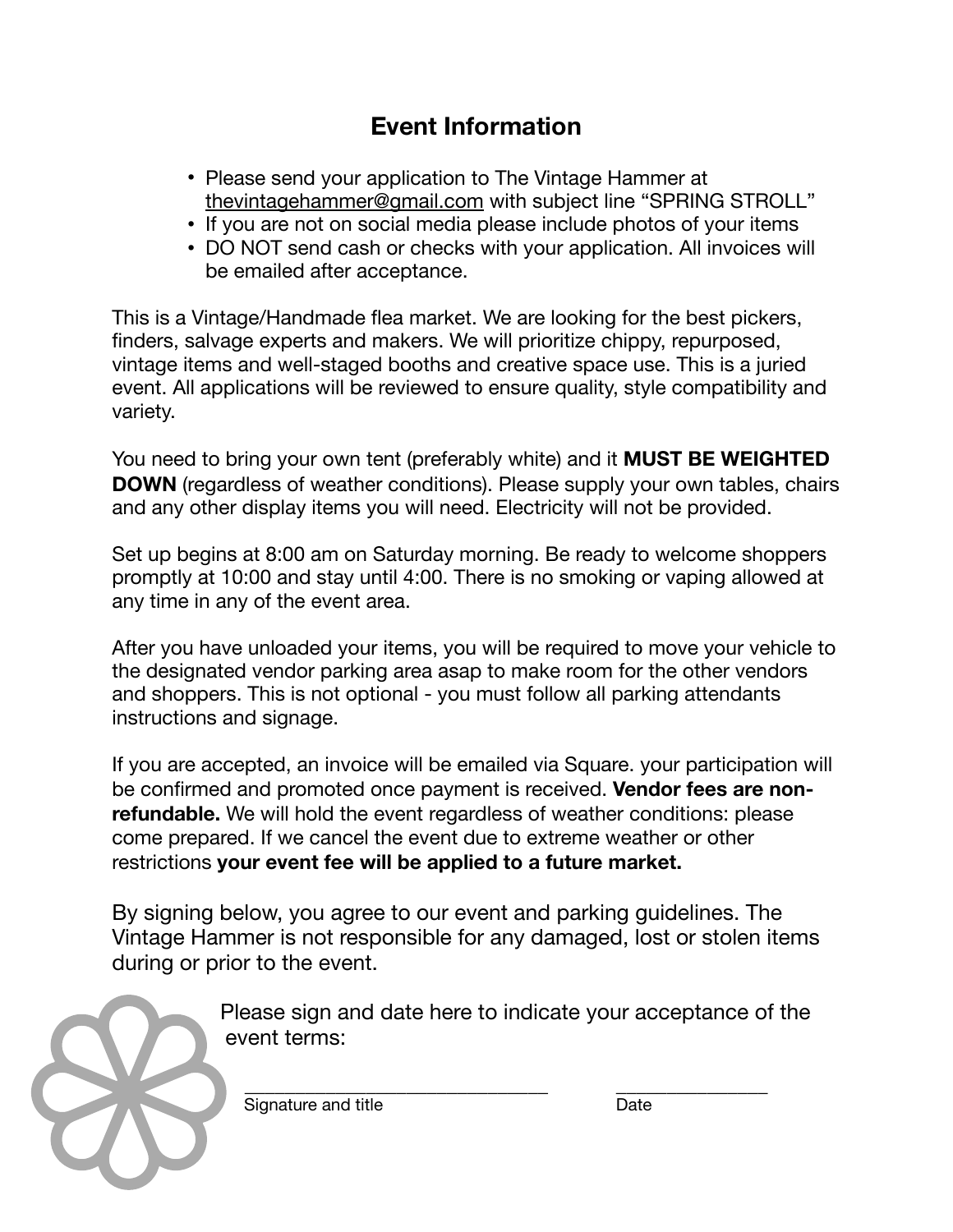## Event Information

- Please send your application to The Vintage Hammer at thevintagehammer@gmail.com with subject line "SPRING STROLL"
- If you are not on social media please include photos of your items
- DO NOT send cash or checks with your application. All invoices will be emailed after acceptance.

This is a Vintage/Handmade flea market. We are looking for the best pickers, finders, salvage experts and makers. We will prioritize chippy, repurposed, vintage items and well-staged booths and creative space use. This is a juried event. All applications will be reviewed to ensure quality, style compatibility and variety.

You need to bring your own tent (preferably white) and it **MUST BE WEIGHTED DOWN** (regardless of weather conditions). Please supply your own tables, chairs and any other display items you will need. Electricity will not be provided.

Set up begins at 8:00 am on Saturday morning. Be ready to welcome shoppers promptly at 10:00 and stay until 4:00. There is no smoking or vaping allowed at any time in any of the event area.

After you have unloaded your items, you will be required to move your vehicle to the designated vendor parking area asap to make room for the other vendors and shoppers. This is not optional - you must follow all parking attendants instructions and signage.

If you are accepted, an invoice will be emailed via Square. your participation will be confirmed and promoted once payment is received. **Vendor fees are non-refundable.** We will hold the event regardless of weather conditions: please come prepared. If we cancel the event due to extreme weather or other restrictions **your event fee will be applied to a future market.**

By signing below, you agree to our event and parking guidelines. The Vintage Hammer is not responsible for any damaged, lost or stolen items during or prior to the event.

Please sign and date here to indicate your acceptance of the event terms:

________________________________ Signature and title

________________ Date